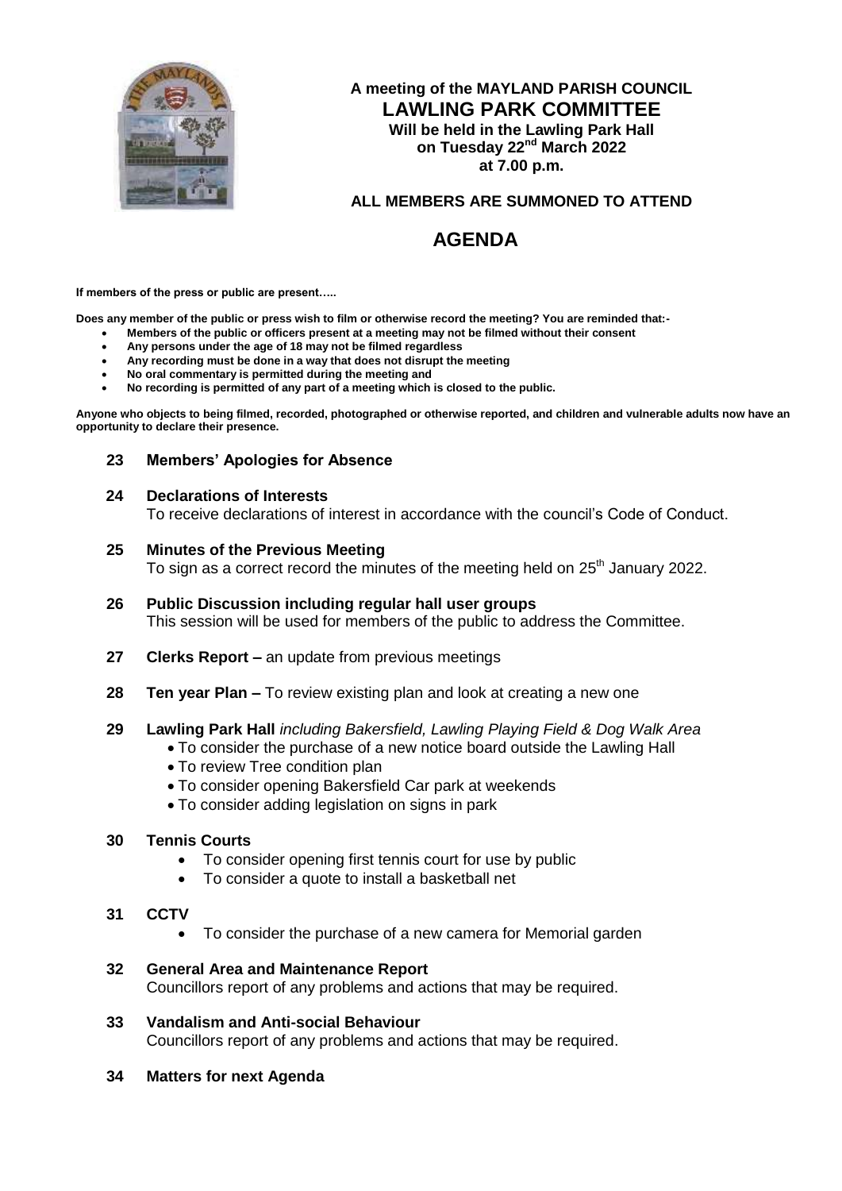**A meeting of the MAYLAND PARISH COUNCIL**

# LAWLING PARK COMMITTEE

**Will be held in the Lawling Park Hall**
**on Tuesday 22nd March 2022**
**at 7.00 p.m.**

**ALL MEMBERS ARE SUMMONED TO ATTEND**

## AGENDA

**If members of the press or public are present…..**

**Does any member of the public or press wish to film or otherwise record the meeting? You are reminded that:-**

- **Members of the public or officers present at a meeting may not be filmed without their consent**
- **Any persons under the age of 18 may not be filmed regardless**
- **Any recording must be done in a way that does not disrupt the meeting**
- **No oral commentary is permitted during the meeting and**
- **No recording is permitted of any part of a meeting which is closed to the public.**

**Anyone who objects to being filmed, recorded, photographed or otherwise reported, and children and vulnerable adults now have an opportunity to declare their presence.**

**23 Members' Apologies for Absence**

**24 Declarations of Interests**
To receive declarations of interest in accordance with the council's Code of Conduct.

**25 Minutes of the Previous Meeting**
To sign as a correct record the minutes of the meeting held on 25th January 2022.

**26 Public Discussion including regular hall user groups**
This session will be used for members of the public to address the Committee.

**27 Clerks Report –** an update from previous meetings

**28 Ten year Plan –** To review existing plan and look at creating a new one

**29 Lawling Park Hall** *including Bakersfield, Lawling Playing Field & Dog Walk Area*

- To consider the purchase of a new notice board outside the Lawling Hall
- To review Tree condition plan
- To consider opening Bakersfield Car park at weekends
- To consider adding legislation on signs in park

**30 Tennis Courts**

- To consider opening first tennis court for use by public
- To consider a quote to install a basketball net

**31 CCTV**

- To consider the purchase of a new camera for Memorial garden

**32 General Area and Maintenance Report**
Councillors report of any problems and actions that may be required.

**33 Vandalism and Anti-social Behaviour**
Councillors report of any problems and actions that may be required.

**34 Matters for next Agenda**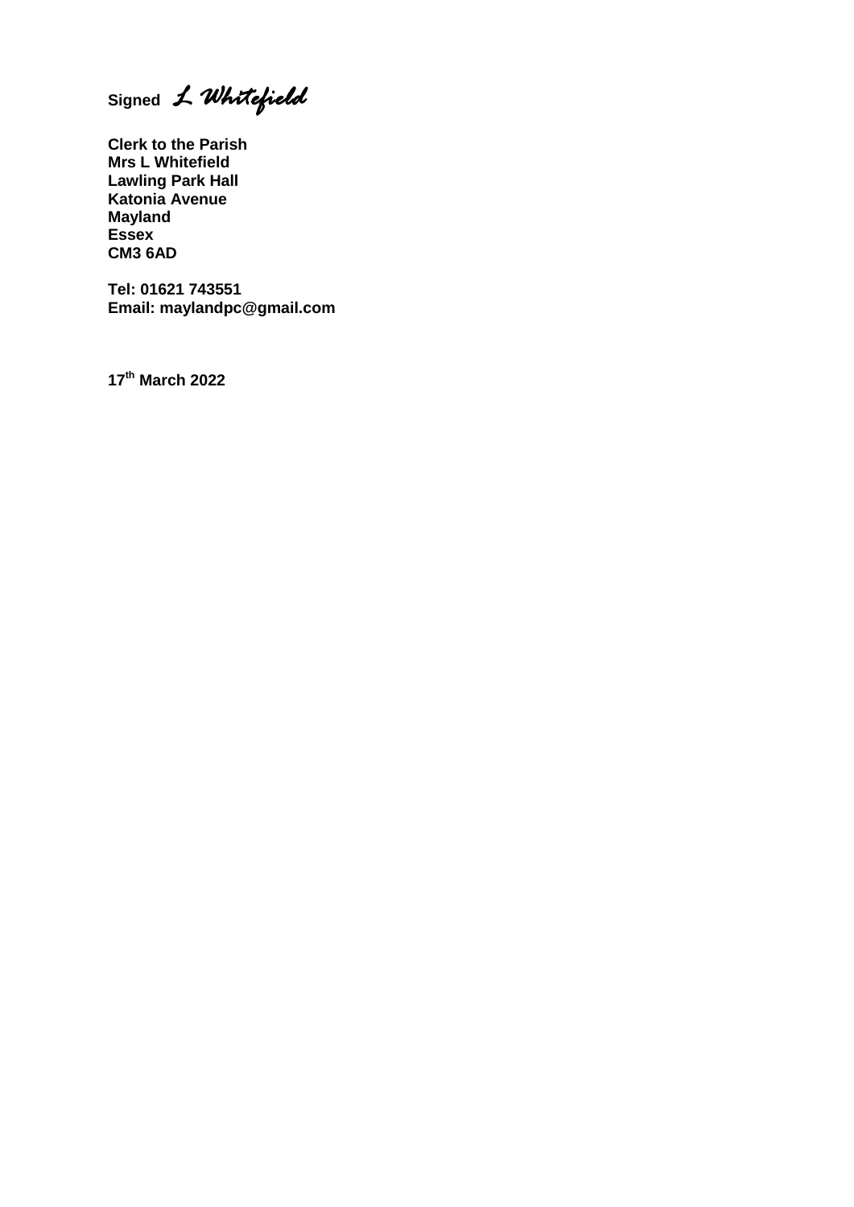**Signed** *L Whitefield*

**Clerk to the Parish**
**Mrs L Whitefield**
**Lawling Park Hall**
**Katonia Avenue**
**Mayland**
**Essex**
**CM3 6AD**

**Tel: 01621 743551**
**Email: maylandpc@gmail.com**

**17th March 2022**